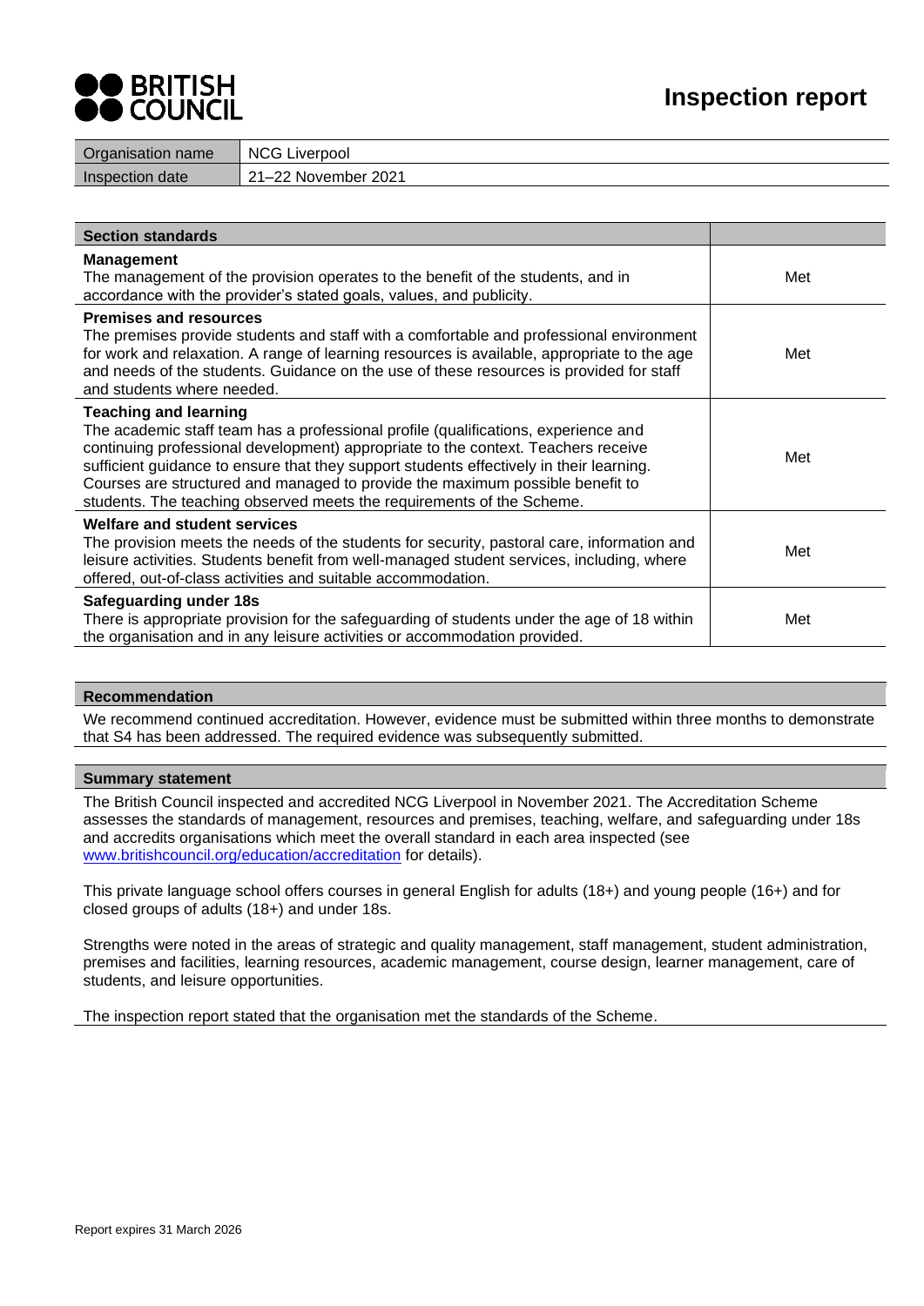# Inspection report

| Organisation name | NCG Liverpool |
|---|---|
| Inspection date | 21–22 November 2021 |

| Section standards | |
|---|---|
| **Management**<br>The management of the provision operates to the benefit of the students, and in accordance with the provider's stated goals, values, and publicity. | Met |
| **Premises and resources**<br>The premises provide students and staff with a comfortable and professional environment for work and relaxation. A range of learning resources is available, appropriate to the age and needs of the students. Guidance on the use of these resources is provided for staff and students where needed. | Met |
| **Teaching and learning**<br>The academic staff team has a professional profile (qualifications, experience and continuing professional development) appropriate to the context. Teachers receive sufficient guidance to ensure that they support students effectively in their learning. Courses are structured and managed to provide the maximum possible benefit to students. The teaching observed meets the requirements of the Scheme. | Met |
| **Welfare and student services**<br>The provision meets the needs of the students for security, pastoral care, information and leisure activities. Students benefit from well-managed student services, including, where offered, out-of-class activities and suitable accommodation. | Met |
| **Safeguarding under 18s**<br>There is appropriate provision for the safeguarding of students under the age of 18 within the organisation and in any leisure activities or accommodation provided. | Met |

**Recommendation**

We recommend continued accreditation. However, evidence must be submitted within three months to demonstrate that S4 has been addressed. The required evidence was subsequently submitted.

**Summary statement**

The British Council inspected and accredited NCG Liverpool in November 2021. The Accreditation Scheme assesses the standards of management, resources and premises, teaching, welfare, and safeguarding under 18s and accredits organisations which meet the overall standard in each area inspected (see www.britishcouncil.org/education/accreditation for details).

This private language school offers courses in general English for adults (18+) and young people (16+) and for closed groups of adults (18+) and under 18s.

Strengths were noted in the areas of strategic and quality management, staff management, student administration, premises and facilities, learning resources, academic management, course design, learner management, care of students, and leisure opportunities.

The inspection report stated that the organisation met the standards of the Scheme.

Report expires 31 March 2026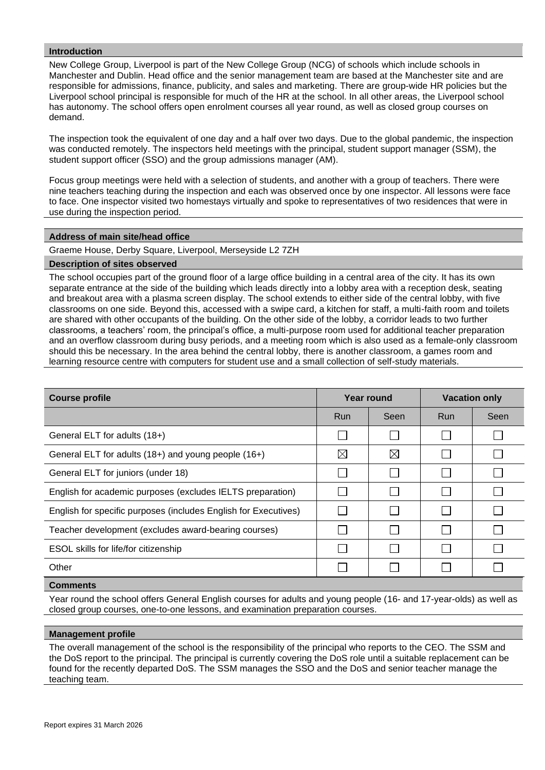## Introduction

New College Group, Liverpool is part of the New College Group (NCG) of schools which include schools in Manchester and Dublin. Head office and the senior management team are based at the Manchester site and are responsible for admissions, finance, publicity, and sales and marketing. There are group-wide HR policies but the Liverpool school principal is responsible for much of the HR at the school. In all other areas, the Liverpool school has autonomy. The school offers open enrolment courses all year round, as well as closed group courses on demand.

The inspection took the equivalent of one day and a half over two days. Due to the global pandemic, the inspection was conducted remotely. The inspectors held meetings with the principal, student support manager (SSM), the student support officer (SSO) and the group admissions manager (AM).

Focus group meetings were held with a selection of students, and another with a group of teachers. There were nine teachers teaching during the inspection and each was observed once by one inspector. All lessons were face to face. One inspector visited two homestays virtually and spoke to representatives of two residences that were in use during the inspection period.

## Address of main site/head office

Graeme House, Derby Square, Liverpool, Merseyside L2 7ZH

## Description of sites observed

The school occupies part of the ground floor of a large office building in a central area of the city. It has its own separate entrance at the side of the building which leads directly into a lobby area with a reception desk, seating and breakout area with a plasma screen display. The school extends to either side of the central lobby, with five classrooms on one side. Beyond this, accessed with a swipe card, a kitchen for staff, a multi-faith room and toilets are shared with other occupants of the building. On the other side of the lobby, a corridor leads to two further classrooms, a teachers' room, the principal's office, a multi-purpose room used for additional teacher preparation and an overflow classroom during busy periods, and a meeting room which is also used as a female-only classroom should this be necessary. In the area behind the central lobby, there is another classroom, a games room and learning resource centre with computers for student use and a small collection of self-study materials.

| Course profile | Year round | | Vacation only | |
|---|---|---|---|---|
| | Run | Seen | Run | Seen |
| General ELT for adults (18+) | ☐ | ☐ | ☐ | ☐ |
| General ELT for adults (18+) and young people (16+) | ☒ | ☒ | ☐ | ☐ |
| General ELT for juniors (under 18) | ☐ | ☐ | ☐ | ☐ |
| English for academic purposes (excludes IELTS preparation) | ☐ | ☐ | ☐ | ☐ |
| English for specific purposes (includes English for Executives) | ☐ | ☐ | ☐ | ☐ |
| Teacher development (excludes award-bearing courses) | ☐ | ☐ | ☐ | ☐ |
| ESOL skills for life/for citizenship | ☐ | ☐ | ☐ | ☐ |
| Other | ☐ | ☐ | ☐ | ☐ |

## Comments

Year round the school offers General English courses for adults and young people (16- and 17-year-olds) as well as closed group courses, one-to-one lessons, and examination preparation courses.

## Management profile

The overall management of the school is the responsibility of the principal who reports to the CEO. The SSM and the DoS report to the principal. The principal is currently covering the DoS role until a suitable replacement can be found for the recently departed DoS. The SSM manages the SSO and the DoS and senior teacher manage the teaching team.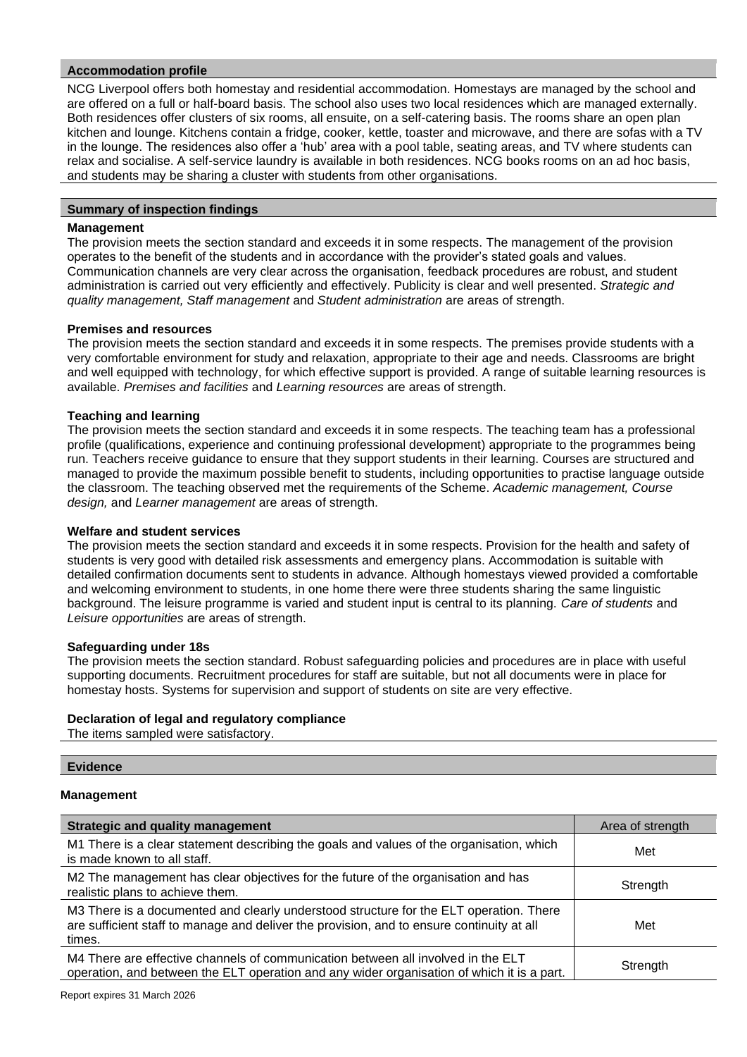## Accommodation profile

NCG Liverpool offers both homestay and residential accommodation. Homestays are managed by the school and are offered on a full or half-board basis. The school also uses two local residences which are managed externally. Both residences offer clusters of six rooms, all ensuite, on a self-catering basis. The rooms share an open plan kitchen and lounge. Kitchens contain a fridge, cooker, kettle, toaster and microwave, and there are sofas with a TV in the lounge. The residences also offer a 'hub' area with a pool table, seating areas, and TV where students can relax and socialise. A self-service laundry is available in both residences. NCG books rooms on an ad hoc basis, and students may be sharing a cluster with students from other organisations.

## Summary of inspection findings

**Management**

The provision meets the section standard and exceeds it in some respects. The management of the provision operates to the benefit of the students and in accordance with the provider's stated goals and values. Communication channels are very clear across the organisation, feedback procedures are robust, and student administration is carried out very efficiently and effectively. Publicity is clear and well presented. *Strategic and quality management, Staff management* and *Student administration* are areas of strength.

**Premises and resources**

The provision meets the section standard and exceeds it in some respects. The premises provide students with a very comfortable environment for study and relaxation, appropriate to their age and needs. Classrooms are bright and well equipped with technology, for which effective support is provided. A range of suitable learning resources is available. *Premises and facilities* and *Learning resources* are areas of strength.

**Teaching and learning**

The provision meets the section standard and exceeds it in some respects. The teaching team has a professional profile (qualifications, experience and continuing professional development) appropriate to the programmes being run. Teachers receive guidance to ensure that they support students in their learning. Courses are structured and managed to provide the maximum possible benefit to students, including opportunities to practise language outside the classroom. The teaching observed met the requirements of the Scheme. *Academic management, Course design,* and *Learner management* are areas of strength.

**Welfare and student services**

The provision meets the section standard and exceeds it in some respects. Provision for the health and safety of students is very good with detailed risk assessments and emergency plans. Accommodation is suitable with detailed confirmation documents sent to students in advance. Although homestays viewed provided a comfortable and welcoming environment to students, in one home there were three students sharing the same linguistic background. The leisure programme is varied and student input is central to its planning. *Care of students* and *Leisure opportunities* are areas of strength.

**Safeguarding under 18s**

The provision meets the section standard. Robust safeguarding policies and procedures are in place with useful supporting documents. Recruitment procedures for staff are suitable, but not all documents were in place for homestay hosts. Systems for supervision and support of students on site are very effective.

**Declaration of legal and regulatory compliance**

The items sampled were satisfactory.

## Evidence

### Management

| Strategic and quality management | Area of strength |
|---|---|
| M1 There is a clear statement describing the goals and values of the organisation, which is made known to all staff. | Met |
| M2 The management has clear objectives for the future of the organisation and has realistic plans to achieve them. | Strength |
| M3 There is a documented and clearly understood structure for the ELT operation. There are sufficient staff to manage and deliver the provision, and to ensure continuity at all times. | Met |
| M4 There are effective channels of communication between all involved in the ELT operation, and between the ELT operation and any wider organisation of which it is a part. | Strength |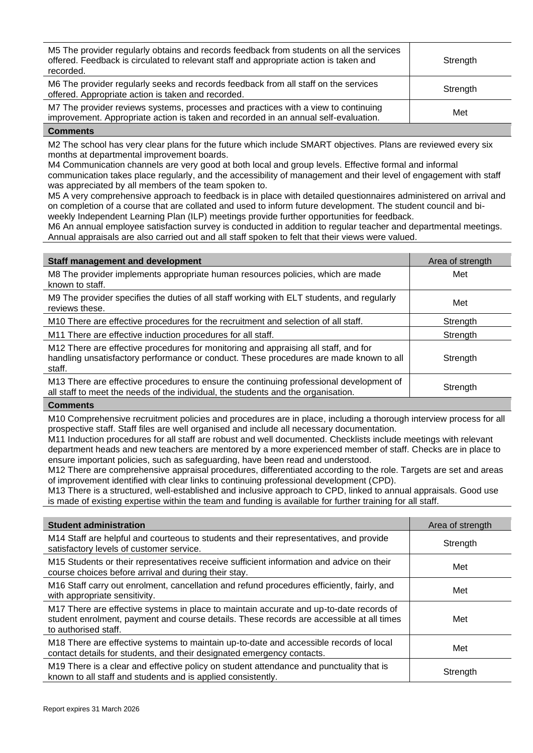| | |
|---|---|
| M5 The provider regularly obtains and records feedback from students on all the services offered. Feedback is circulated to relevant staff and appropriate action is taken and recorded. | Strength |
| M6 The provider regularly seeks and records feedback from all staff on the services offered. Appropriate action is taken and recorded. | Strength |
| M7 The provider reviews systems, processes and practices with a view to continuing improvement. Appropriate action is taken and recorded in an annual self-evaluation. | Met |

**Comments**

M2 The school has very clear plans for the future which include SMART objectives. Plans are reviewed every six months at departmental improvement boards.
M4 Communication channels are very good at both local and group levels. Effective formal and informal communication takes place regularly, and the accessibility of management and their level of engagement with staff was appreciated by all members of the team spoken to.
M5 A very comprehensive approach to feedback is in place with detailed questionnaires administered on arrival and on completion of a course that are collated and used to inform future development. The student council and bi-weekly Independent Learning Plan (ILP) meetings provide further opportunities for feedback.
M6 An annual employee satisfaction survey is conducted in addition to regular teacher and departmental meetings. Annual appraisals are also carried out and all staff spoken to felt that their views were valued.

| **Staff management and development** | Area of strength |
|---|---|
| M8 The provider implements appropriate human resources policies, which are made known to staff. | Met |
| M9 The provider specifies the duties of all staff working with ELT students, and regularly reviews these. | Met |
| M10 There are effective procedures for the recruitment and selection of all staff. | Strength |
| M11 There are effective induction procedures for all staff. | Strength |
| M12 There are effective procedures for monitoring and appraising all staff, and for handling unsatisfactory performance or conduct. These procedures are made known to all staff. | Strength |
| M13 There are effective procedures to ensure the continuing professional development of all staff to meet the needs of the individual, the students and the organisation. | Strength |

**Comments**

M10 Comprehensive recruitment policies and procedures are in place, including a thorough interview process for all prospective staff. Staff files are well organised and include all necessary documentation.
M11 Induction procedures for all staff are robust and well documented. Checklists include meetings with relevant department heads and new teachers are mentored by a more experienced member of staff. Checks are in place to ensure important policies, such as safeguarding, have been read and understood.
M12 There are comprehensive appraisal procedures, differentiated according to the role. Targets are set and areas of improvement identified with clear links to continuing professional development (CPD).
M13 There is a structured, well-established and inclusive approach to CPD, linked to annual appraisals. Good use is made of existing expertise within the team and funding is available for further training for all staff.

| **Student administration** | Area of strength |
|---|---|
| M14 Staff are helpful and courteous to students and their representatives, and provide satisfactory levels of customer service. | Strength |
| M15 Students or their representatives receive sufficient information and advice on their course choices before arrival and during their stay. | Met |
| M16 Staff carry out enrolment, cancellation and refund procedures efficiently, fairly, and with appropriate sensitivity. | Met |
| M17 There are effective systems in place to maintain accurate and up-to-date records of student enrolment, payment and course details. These records are accessible at all times to authorised staff. | Met |
| M18 There are effective systems to maintain up-to-date and accessible records of local contact details for students, and their designated emergency contacts. | Met |
| M19 There is a clear and effective policy on student attendance and punctuality that is known to all staff and students and is applied consistently. | Strength |

Report expires 31 March 2026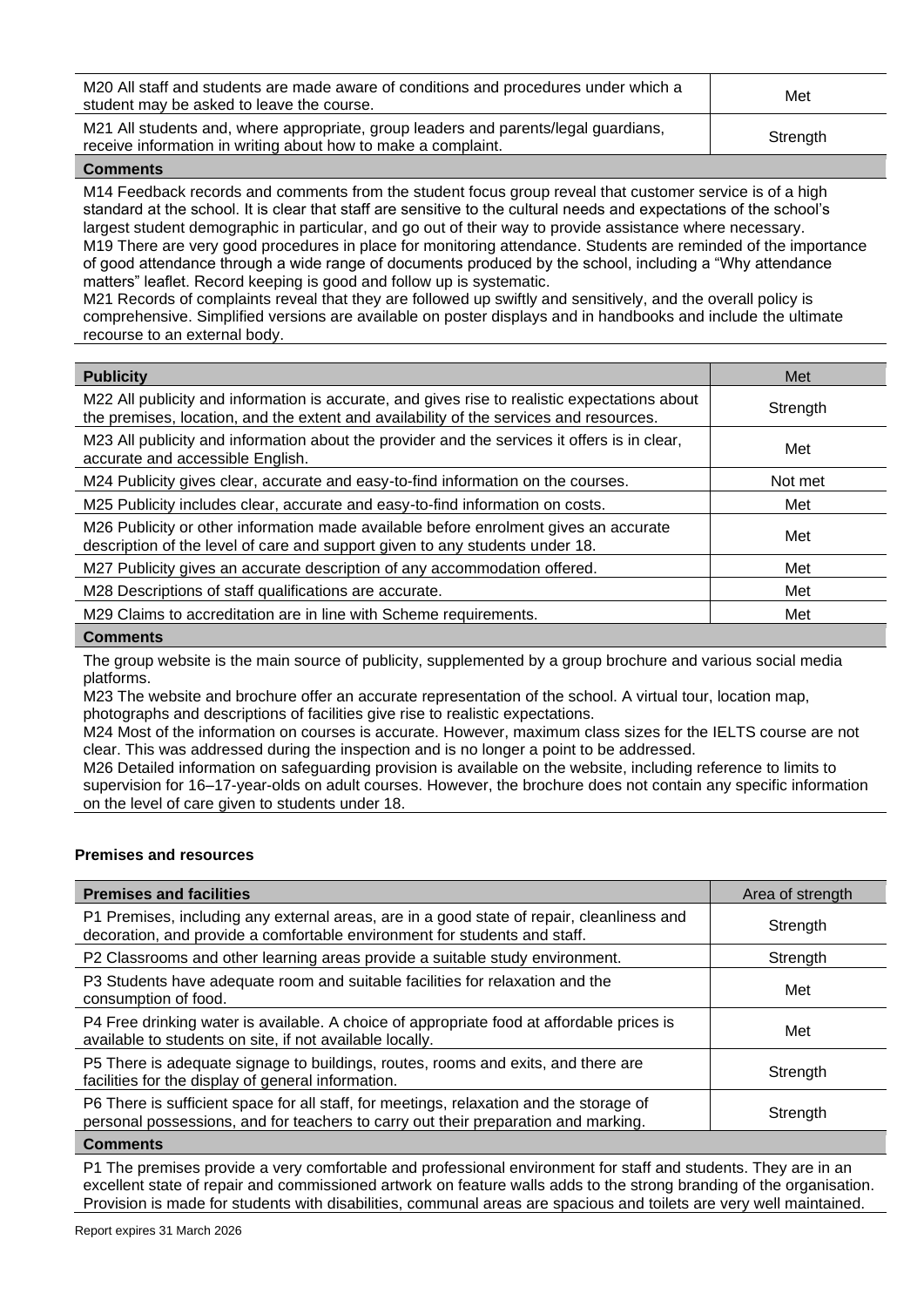| | |
|---|---|
| M20 All staff and students are made aware of conditions and procedures under which a student may be asked to leave the course. | Met |
| M21 All students and, where appropriate, group leaders and parents/legal guardians, receive information in writing about how to make a complaint. | Strength |

**Comments**

M14 Feedback records and comments from the student focus group reveal that customer service is of a high standard at the school. It is clear that staff are sensitive to the cultural needs and expectations of the school's largest student demographic in particular, and go out of their way to provide assistance where necessary.
M19 There are very good procedures in place for monitoring attendance. Students are reminded of the importance of good attendance through a wide range of documents produced by the school, including a "Why attendance matters" leaflet. Record keeping is good and follow up is systematic.
M21 Records of complaints reveal that they are followed up swiftly and sensitively, and the overall policy is comprehensive. Simplified versions are available on poster displays and in handbooks and include the ultimate recourse to an external body.

| Publicity | Met |
|---|---|
| M22 All publicity and information is accurate, and gives rise to realistic expectations about the premises, location, and the extent and availability of the services and resources. | Strength |
| M23 All publicity and information about the provider and the services it offers is in clear, accurate and accessible English. | Met |
| M24 Publicity gives clear, accurate and easy-to-find information on the courses. | Not met |
| M25 Publicity includes clear, accurate and easy-to-find information on costs. | Met |
| M26 Publicity or other information made available before enrolment gives an accurate description of the level of care and support given to any students under 18. | Met |
| M27 Publicity gives an accurate description of any accommodation offered. | Met |
| M28 Descriptions of staff qualifications are accurate. | Met |
| M29 Claims to accreditation are in line with Scheme requirements. | Met |

**Comments**

The group website is the main source of publicity, supplemented by a group brochure and various social media platforms.
M23 The website and brochure offer an accurate representation of the school. A virtual tour, location map, photographs and descriptions of facilities give rise to realistic expectations.
M24 Most of the information on courses is accurate. However, maximum class sizes for the IELTS course are not clear. This was addressed during the inspection and is no longer a point to be addressed.
M26 Detailed information on safeguarding provision is available on the website, including reference to limits to supervision for 16–17-year-olds on adult courses. However, the brochure does not contain any specific information on the level of care given to students under 18.

### Premises and resources

| Premises and facilities | Area of strength |
|---|---|
| P1 Premises, including any external areas, are in a good state of repair, cleanliness and decoration, and provide a comfortable environment for students and staff. | Strength |
| P2 Classrooms and other learning areas provide a suitable study environment. | Strength |
| P3 Students have adequate room and suitable facilities for relaxation and the consumption of food. | Met |
| P4 Free drinking water is available. A choice of appropriate food at affordable prices is available to students on site, if not available locally. | Met |
| P5 There is adequate signage to buildings, routes, rooms and exits, and there are facilities for the display of general information. | Strength |
| P6 There is sufficient space for all staff, for meetings, relaxation and the storage of personal possessions, and for teachers to carry out their preparation and marking. | Strength |

**Comments**

P1 The premises provide a very comfortable and professional environment for staff and students. They are in an excellent state of repair and commissioned artwork on feature walls adds to the strong branding of the organisation. Provision is made for students with disabilities, communal areas are spacious and toilets are very well maintained.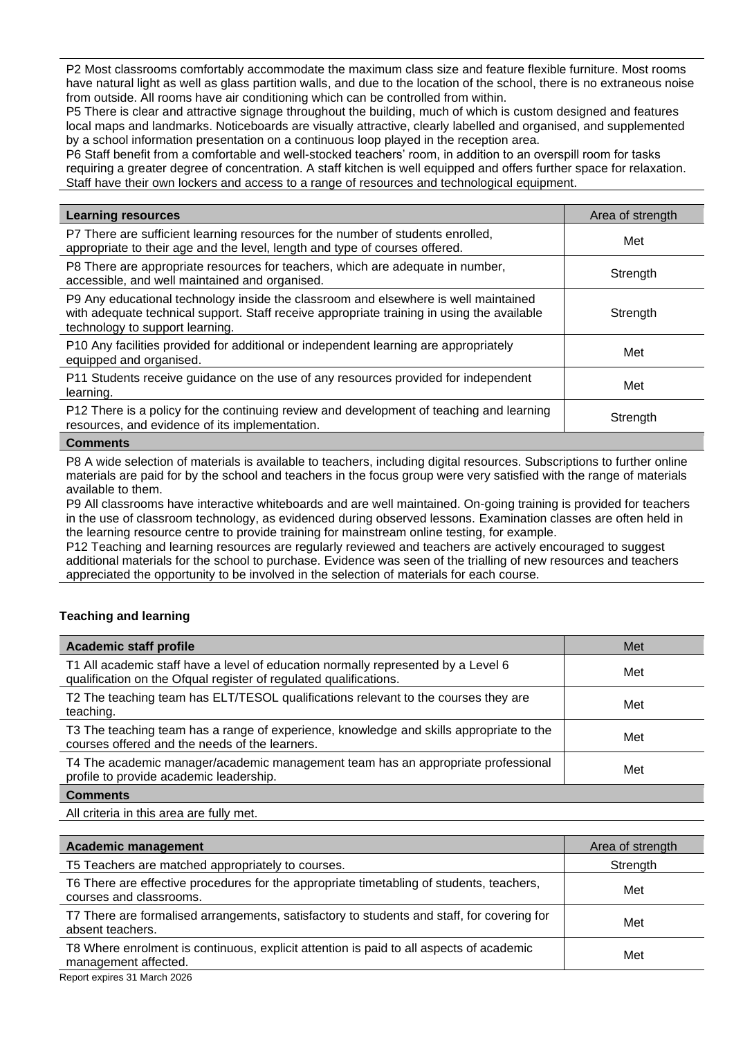P2 Most classrooms comfortably accommodate the maximum class size and feature flexible furniture. Most rooms have natural light as well as glass partition walls, and due to the location of the school, there is no extraneous noise from outside. All rooms have air conditioning which can be controlled from within.
P5 There is clear and attractive signage throughout the building, much of which is custom designed and features local maps and landmarks. Noticeboards are visually attractive, clearly labelled and organised, and supplemented by a school information presentation on a continuous loop played in the reception area.
P6 Staff benefit from a comfortable and well-stocked teachers' room, in addition to an overspill room for tasks requiring a greater degree of concentration. A staff kitchen is well equipped and offers further space for relaxation. Staff have their own lockers and access to a range of resources and technological equipment.

| **Learning resources** | Area of strength |
|---|---|
| P7 There are sufficient learning resources for the number of students enrolled, appropriate to their age and the level, length and type of courses offered. | Met |
| P8 There are appropriate resources for teachers, which are adequate in number, accessible, and well maintained and organised. | Strength |
| P9 Any educational technology inside the classroom and elsewhere is well maintained with adequate technical support. Staff receive appropriate training in using the available technology to support learning. | Strength |
| P10 Any facilities provided for additional or independent learning are appropriately equipped and organised. | Met |
| P11 Students receive guidance on the use of any resources provided for independent learning. | Met |
| P12 There is a policy for the continuing review and development of teaching and learning resources, and evidence of its implementation. | Strength |

**Comments**

P8 A wide selection of materials is available to teachers, including digital resources. Subscriptions to further online materials are paid for by the school and teachers in the focus group were very satisfied with the range of materials available to them.
P9 All classrooms have interactive whiteboards and are well maintained. On-going training is provided for teachers in the use of classroom technology, as evidenced during observed lessons. Examination classes are often held in the learning resource centre to provide training for mainstream online testing, for example.
P12 Teaching and learning resources are regularly reviewed and teachers are actively encouraged to suggest additional materials for the school to purchase. Evidence was seen of the trialling of new resources and teachers appreciated the opportunity to be involved in the selection of materials for each course.

### Teaching and learning

| **Academic staff profile** | Met |
|---|---|
| T1 All academic staff have a level of education normally represented by a Level 6 qualification on the Ofqual register of regulated qualifications. | Met |
| T2 The teaching team has ELT/TESOL qualifications relevant to the courses they are teaching. | Met |
| T3 The teaching team has a range of experience, knowledge and skills appropriate to the courses offered and the needs of the learners. | Met |
| T4 The academic manager/academic management team has an appropriate professional profile to provide academic leadership. | Met |

**Comments**

All criteria in this area are fully met.

| **Academic management** | Area of strength |
|---|---|
| T5 Teachers are matched appropriately to courses. | Strength |
| T6 There are effective procedures for the appropriate timetabling of students, teachers, courses and classrooms. | Met |
| T7 There are formalised arrangements, satisfactory to students and staff, for covering for absent teachers. | Met |
| T8 Where enrolment is continuous, explicit attention is paid to all aspects of academic management affected. | Met |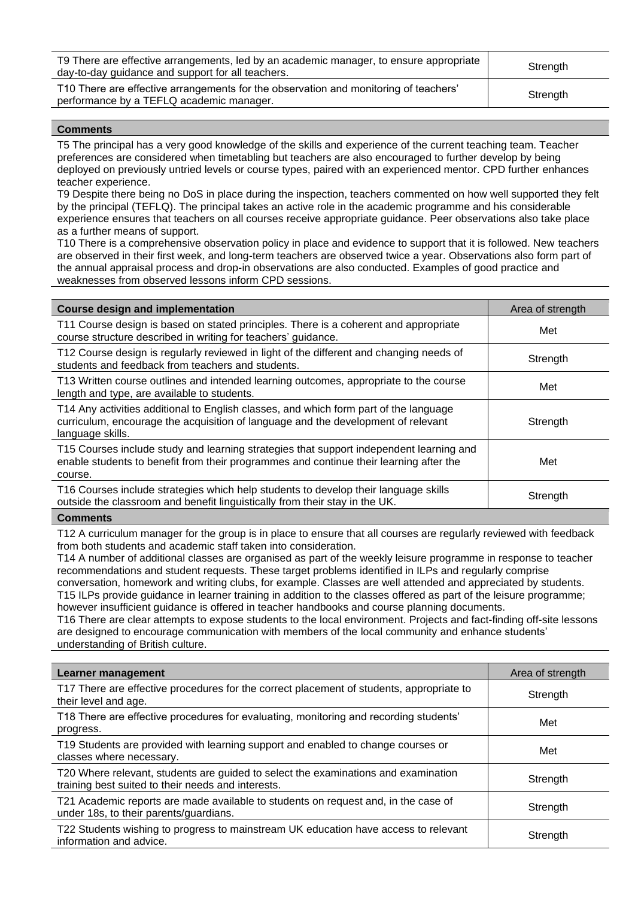| | |
|---|---|
| T9 There are effective arrangements, led by an academic manager, to ensure appropriate day-to-day guidance and support for all teachers. | Strength |
| T10 There are effective arrangements for the observation and monitoring of teachers' performance by a TEFLQ academic manager. | Strength |

**Comments**

T5 The principal has a very good knowledge of the skills and experience of the current teaching team. Teacher preferences are considered when timetabling but teachers are also encouraged to further develop by being deployed on previously untried levels or course types, paired with an experienced mentor. CPD further enhances teacher experience.
T9 Despite there being no DoS in place during the inspection, teachers commented on how well supported they felt by the principal (TEFLQ). The principal takes an active role in the academic programme and his considerable experience ensures that teachers on all courses receive appropriate guidance. Peer observations also take place as a further means of support.
T10 There is a comprehensive observation policy in place and evidence to support that it is followed. New teachers are observed in their first week, and long-term teachers are observed twice a year. Observations also form part of the annual appraisal process and drop-in observations are also conducted. Examples of good practice and weaknesses from observed lessons inform CPD sessions.

| Course design and implementation | Area of strength |
|---|---|
| T11 Course design is based on stated principles. There is a coherent and appropriate course structure described in writing for teachers' guidance. | Met |
| T12 Course design is regularly reviewed in light of the different and changing needs of students and feedback from teachers and students. | Strength |
| T13 Written course outlines and intended learning outcomes, appropriate to the course length and type, are available to students. | Met |
| T14 Any activities additional to English classes, and which form part of the language curriculum, encourage the acquisition of language and the development of relevant language skills. | Strength |
| T15 Courses include study and learning strategies that support independent learning and enable students to benefit from their programmes and continue their learning after the course. | Met |
| T16 Courses include strategies which help students to develop their language skills outside the classroom and benefit linguistically from their stay in the UK. | Strength |

**Comments**

T12 A curriculum manager for the group is in place to ensure that all courses are regularly reviewed with feedback from both students and academic staff taken into consideration.
T14 A number of additional classes are organised as part of the weekly leisure programme in response to teacher recommendations and student requests. These target problems identified in ILPs and regularly comprise conversation, homework and writing clubs, for example. Classes are well attended and appreciated by students.
T15 ILPs provide guidance in learner training in addition to the classes offered as part of the leisure programme; however insufficient guidance is offered in teacher handbooks and course planning documents.
T16 There are clear attempts to expose students to the local environment. Projects and fact-finding off-site lessons are designed to encourage communication with members of the local community and enhance students' understanding of British culture.

| Learner management | Area of strength |
|---|---|
| T17 There are effective procedures for the correct placement of students, appropriate to their level and age. | Strength |
| T18 There are effective procedures for evaluating, monitoring and recording students' progress. | Met |
| T19 Students are provided with learning support and enabled to change courses or classes where necessary. | Met |
| T20 Where relevant, students are guided to select the examinations and examination training best suited to their needs and interests. | Strength |
| T21 Academic reports are made available to students on request and, in the case of under 18s, to their parents/guardians. | Strength |
| T22 Students wishing to progress to mainstream UK education have access to relevant information and advice. | Strength |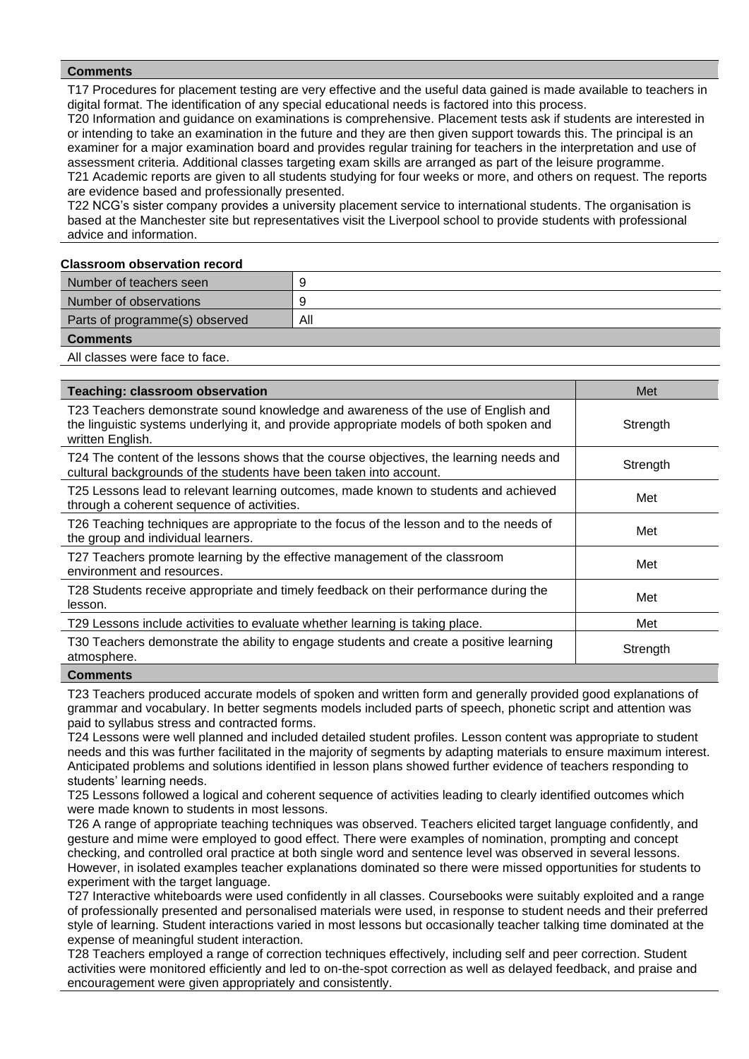**Comments**

T17 Procedures for placement testing are very effective and the useful data gained is made available to teachers in digital format. The identification of any special educational needs is factored into this process.
T20 Information and guidance on examinations is comprehensive. Placement tests ask if students are interested in or intending to take an examination in the future and they are then given support towards this. The principal is an examiner for a major examination board and provides regular training for teachers in the interpretation and use of assessment criteria. Additional classes targeting exam skills are arranged as part of the leisure programme.
T21 Academic reports are given to all students studying for four weeks or more, and others on request. The reports are evidence based and professionally presented.
T22 NCG's sister company provides a university placement service to international students. The organisation is based at the Manchester site but representatives visit the Liverpool school to provide students with professional advice and information.

**Classroom observation record**

| | |
|---|---|
| Number of teachers seen | 9 |
| Number of observations | 9 |
| Parts of programme(s) observed | All |

**Comments**

All classes were face to face.

| Teaching: classroom observation | Met |
|---|---|
| T23 Teachers demonstrate sound knowledge and awareness of the use of English and the linguistic systems underlying it, and provide appropriate models of both spoken and written English. | Strength |
| T24 The content of the lessons shows that the course objectives, the learning needs and cultural backgrounds of the students have been taken into account. | Strength |
| T25 Lessons lead to relevant learning outcomes, made known to students and achieved through a coherent sequence of activities. | Met |
| T26 Teaching techniques are appropriate to the focus of the lesson and to the needs of the group and individual learners. | Met |
| T27 Teachers promote learning by the effective management of the classroom environment and resources. | Met |
| T28 Students receive appropriate and timely feedback on their performance during the lesson. | Met |
| T29 Lessons include activities to evaluate whether learning is taking place. | Met |
| T30 Teachers demonstrate the ability to engage students and create a positive learning atmosphere. | Strength |

**Comments**

T23 Teachers produced accurate models of spoken and written form and generally provided good explanations of grammar and vocabulary. In better segments models included parts of speech, phonetic script and attention was paid to syllabus stress and contracted forms.
T24 Lessons were well planned and included detailed student profiles. Lesson content was appropriate to student needs and this was further facilitated in the majority of segments by adapting materials to ensure maximum interest. Anticipated problems and solutions identified in lesson plans showed further evidence of teachers responding to students' learning needs.
T25 Lessons followed a logical and coherent sequence of activities leading to clearly identified outcomes which were made known to students in most lessons.
T26 A range of appropriate teaching techniques was observed. Teachers elicited target language confidently, and gesture and mime were employed to good effect. There were examples of nomination, prompting and concept checking, and controlled oral practice at both single word and sentence level was observed in several lessons. However, in isolated examples teacher explanations dominated so there were missed opportunities for students to experiment with the target language.
T27 Interactive whiteboards were used confidently in all classes. Coursebooks were suitably exploited and a range of professionally presented and personalised materials were used, in response to student needs and their preferred style of learning. Student interactions varied in most lessons but occasionally teacher talking time dominated at the expense of meaningful student interaction.
T28 Teachers employed a range of correction techniques effectively, including self and peer correction. Student activities were monitored efficiently and led to on-the-spot correction as well as delayed feedback, and praise and encouragement were given appropriately and consistently.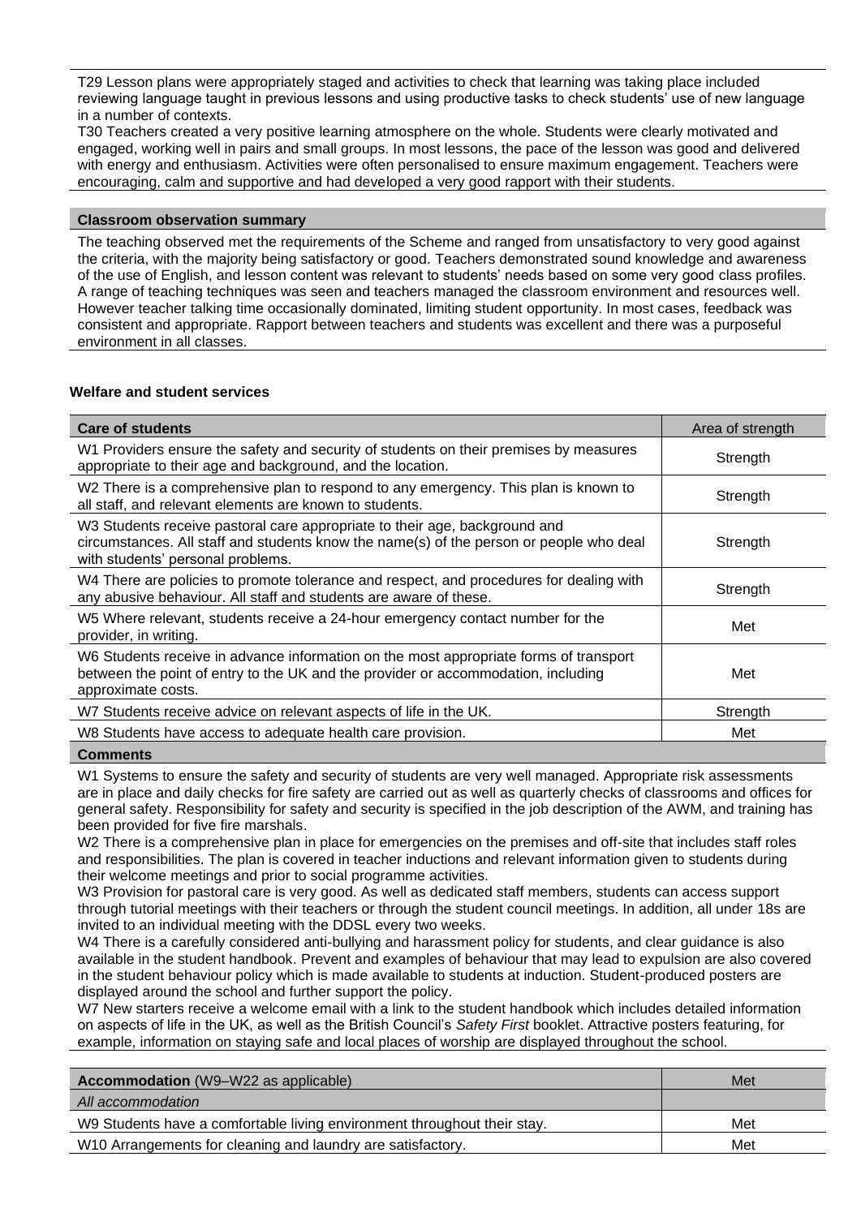T29 Lesson plans were appropriately staged and activities to check that learning was taking place included reviewing language taught in previous lessons and using productive tasks to check students' use of new language in a number of contexts.
T30 Teachers created a very positive learning atmosphere on the whole. Students were clearly motivated and engaged, working well in pairs and small groups. In most lessons, the pace of the lesson was good and delivered with energy and enthusiasm. Activities were often personalised to ensure maximum engagement. Teachers were encouraging, calm and supportive and had developed a very good rapport with their students.

**Classroom observation summary**

The teaching observed met the requirements of the Scheme and ranged from unsatisfactory to very good against the criteria, with the majority being satisfactory or good. Teachers demonstrated sound knowledge and awareness of the use of English, and lesson content was relevant to students' needs based on some very good class profiles. A range of teaching techniques was seen and teachers managed the classroom environment and resources well. However teacher talking time occasionally dominated, limiting student opportunity. In most cases, feedback was consistent and appropriate. Rapport between teachers and students was excellent and there was a purposeful environment in all classes.

### Welfare and student services

| **Care of students** | Area of strength |
|---|---|
| W1 Providers ensure the safety and security of students on their premises by measures appropriate to their age and background, and the location. | Strength |
| W2 There is a comprehensive plan to respond to any emergency. This plan is known to all staff, and relevant elements are known to students. | Strength |
| W3 Students receive pastoral care appropriate to their age, background and circumstances. All staff and students know the name(s) of the person or people who deal with students' personal problems. | Strength |
| W4 There are policies to promote tolerance and respect, and procedures for dealing with any abusive behaviour. All staff and students are aware of these. | Strength |
| W5 Where relevant, students receive a 24-hour emergency contact number for the provider, in writing. | Met |
| W6 Students receive in advance information on the most appropriate forms of transport between the point of entry to the UK and the provider or accommodation, including approximate costs. | Met |
| W7 Students receive advice on relevant aspects of life in the UK. | Strength |
| W8 Students have access to adequate health care provision. | Met |

**Comments**

W1 Systems to ensure the safety and security of students are very well managed. Appropriate risk assessments are in place and daily checks for fire safety are carried out as well as quarterly checks of classrooms and offices for general safety. Responsibility for safety and security is specified in the job description of the AWM, and training has been provided for five fire marshals.
W2 There is a comprehensive plan in place for emergencies on the premises and off-site that includes staff roles and responsibilities. The plan is covered in teacher inductions and relevant information given to students during their welcome meetings and prior to social programme activities.
W3 Provision for pastoral care is very good. As well as dedicated staff members, students can access support through tutorial meetings with their teachers or through the student council meetings. In addition, all under 18s are invited to an individual meeting with the DDSL every two weeks.
W4 There is a carefully considered anti-bullying and harassment policy for students, and clear guidance is also available in the student handbook. Prevent and examples of behaviour that may lead to expulsion are also covered in the student behaviour policy which is made available to students at induction. Student-produced posters are displayed around the school and further support the policy.
W7 New starters receive a welcome email with a link to the student handbook which includes detailed information on aspects of life in the UK, as well as the British Council's *Safety First* booklet. Attractive posters featuring, for example, information on staying safe and local places of worship are displayed throughout the school.

| **Accommodation** (W9–W22 as applicable) | Met |
|---|---|
| *All accommodation* | |
| W9 Students have a comfortable living environment throughout their stay. | Met |
| W10 Arrangements for cleaning and laundry are satisfactory. | Met |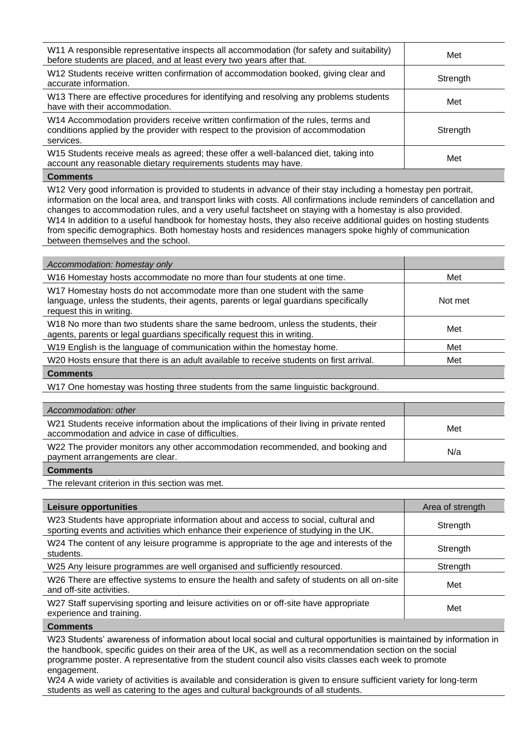| | |
|---|---|
| W11 A responsible representative inspects all accommodation (for safety and suitability) before students are placed, and at least every two years after that. | Met |
| W12 Students receive written confirmation of accommodation booked, giving clear and accurate information. | Strength |
| W13 There are effective procedures for identifying and resolving any problems students have with their accommodation. | Met |
| W14 Accommodation providers receive written confirmation of the rules, terms and conditions applied by the provider with respect to the provision of accommodation services. | Strength |
| W15 Students receive meals as agreed; these offer a well-balanced diet, taking into account any reasonable dietary requirements students may have. | Met |

**Comments**

W12 Very good information is provided to students in advance of their stay including a homestay pen portrait, information on the local area, and transport links with costs. All confirmations include reminders of cancellation and changes to accommodation rules, and a very useful factsheet on staying with a homestay is also provided.
W14 In addition to a useful handbook for homestay hosts, they also receive additional guides on hosting students from specific demographics. Both homestay hosts and residences managers spoke highly of communication between themselves and the school.

| *Accommodation: homestay only* | |
|---|---|
| W16 Homestay hosts accommodate no more than four students at one time. | Met |
| W17 Homestay hosts do not accommodate more than one student with the same language, unless the students, their agents, parents or legal guardians specifically request this in writing. | Not met |
| W18 No more than two students share the same bedroom, unless the students, their agents, parents or legal guardians specifically request this in writing. | Met |
| W19 English is the language of communication within the homestay home. | Met |
| W20 Hosts ensure that there is an adult available to receive students on first arrival. | Met |

**Comments**

W17 One homestay was hosting three students from the same linguistic background.

| *Accommodation: other* | |
|---|---|
| W21 Students receive information about the implications of their living in private rented accommodation and advice in case of difficulties. | Met |
| W22 The provider monitors any other accommodation recommended, and booking and payment arrangements are clear. | N/a |

**Comments**

The relevant criterion in this section was met.

| **Leisure opportunities** | Area of strength |
|---|---|
| W23 Students have appropriate information about and access to social, cultural and sporting events and activities which enhance their experience of studying in the UK. | Strength |
| W24 The content of any leisure programme is appropriate to the age and interests of the students. | Strength |
| W25 Any leisure programmes are well organised and sufficiently resourced. | Strength |
| W26 There are effective systems to ensure the health and safety of students on all on-site and off-site activities. | Met |
| W27 Staff supervising sporting and leisure activities on or off-site have appropriate experience and training. | Met |

**Comments**

W23 Students' awareness of information about local social and cultural opportunities is maintained by information in the handbook, specific guides on their area of the UK, as well as a recommendation section on the social programme poster. A representative from the student council also visits classes each week to promote engagement.
W24 A wide variety of activities is available and consideration is given to ensure sufficient variety for long-term students as well as catering to the ages and cultural backgrounds of all students.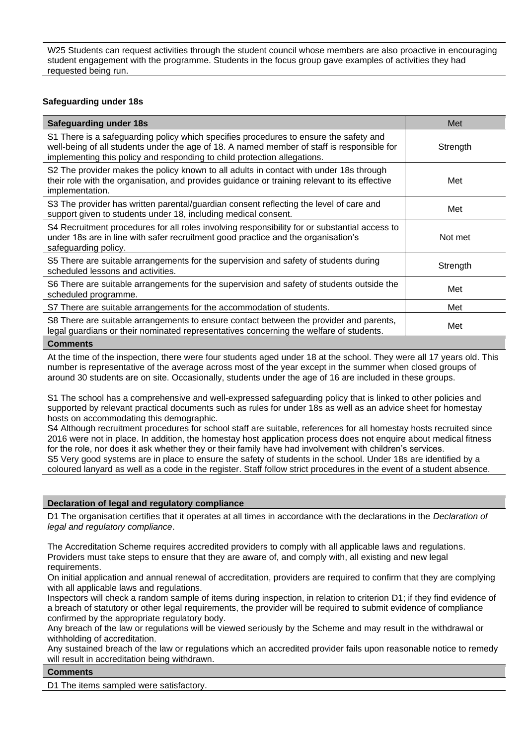W25 Students can request activities through the student council whose members are also proactive in encouraging student engagement with the programme. Students in the focus group gave examples of activities they had requested being run.

**Safeguarding under 18s**

| Safeguarding under 18s | Met |
|---|---|
| S1 There is a safeguarding policy which specifies procedures to ensure the safety and well-being of all students under the age of 18. A named member of staff is responsible for implementing this policy and responding to child protection allegations. | Strength |
| S2 The provider makes the policy known to all adults in contact with under 18s through their role with the organisation, and provides guidance or training relevant to its effective implementation. | Met |
| S3 The provider has written parental/guardian consent reflecting the level of care and support given to students under 18, including medical consent. | Met |
| S4 Recruitment procedures for all roles involving responsibility for or substantial access to under 18s are in line with safer recruitment good practice and the organisation's safeguarding policy. | Not met |
| S5 There are suitable arrangements for the supervision and safety of students during scheduled lessons and activities. | Strength |
| S6 There are suitable arrangements for the supervision and safety of students outside the scheduled programme. | Met |
| S7 There are suitable arrangements for the accommodation of students. | Met |
| S8 There are suitable arrangements to ensure contact between the provider and parents, legal guardians or their nominated representatives concerning the welfare of students. | Met |

**Comments**

At the time of the inspection, there were four students aged under 18 at the school. They were all 17 years old. This number is representative of the average across most of the year except in the summer when closed groups of around 30 students are on site. Occasionally, students under the age of 16 are included in these groups.

S1 The school has a comprehensive and well-expressed safeguarding policy that is linked to other policies and supported by relevant practical documents such as rules for under 18s as well as an advice sheet for homestay hosts on accommodating this demographic.

S4 Although recruitment procedures for school staff are suitable, references for all homestay hosts recruited since 2016 were not in place. In addition, the homestay host application process does not enquire about medical fitness for the role, nor does it ask whether they or their family have had involvement with children's services.

S5 Very good systems are in place to ensure the safety of students in the school. Under 18s are identified by a coloured lanyard as well as a code in the register. Staff follow strict procedures in the event of a student absence.

**Declaration of legal and regulatory compliance**

D1 The organisation certifies that it operates at all times in accordance with the declarations in the *Declaration of legal and regulatory compliance*.

The Accreditation Scheme requires accredited providers to comply with all applicable laws and regulations. Providers must take steps to ensure that they are aware of, and comply with, all existing and new legal requirements.

On initial application and annual renewal of accreditation, providers are required to confirm that they are complying with all applicable laws and regulations.

Inspectors will check a random sample of items during inspection, in relation to criterion D1; if they find evidence of a breach of statutory or other legal requirements, the provider will be required to submit evidence of compliance confirmed by the appropriate regulatory body.

Any breach of the law or regulations will be viewed seriously by the Scheme and may result in the withdrawal or withholding of accreditation.

Any sustained breach of the law or regulations which an accredited provider fails upon reasonable notice to remedy will result in accreditation being withdrawn.

**Comments**

D1 The items sampled were satisfactory.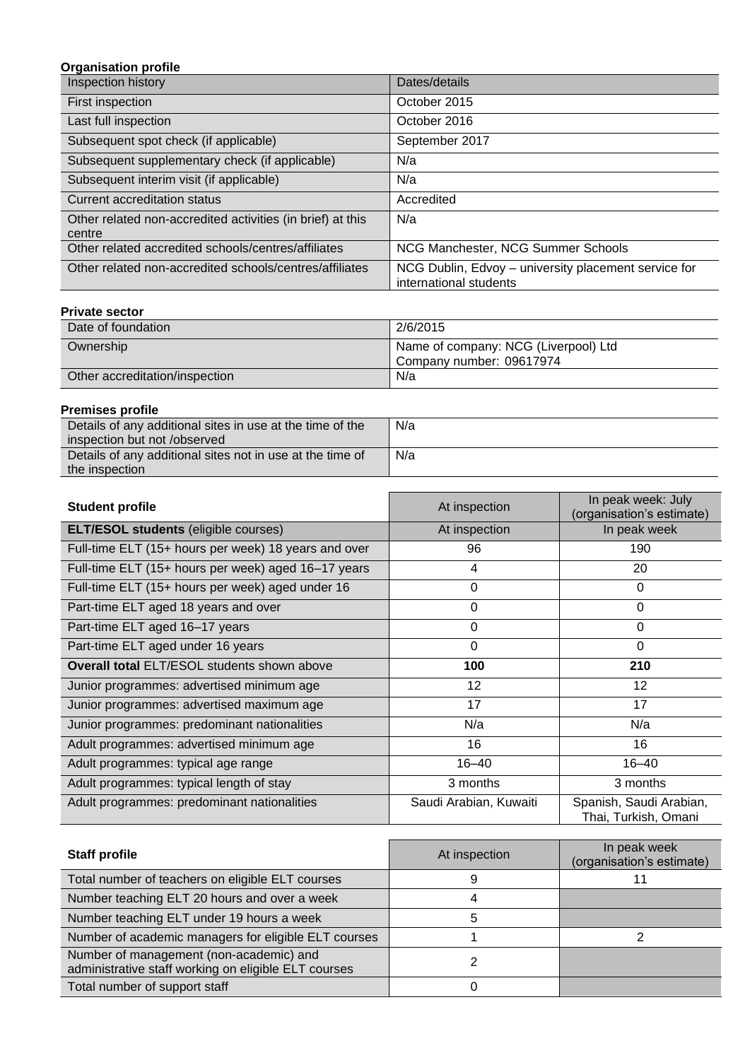**Organisation profile**

| Inspection history | Dates/details |
|---|---|
| First inspection | October 2015 |
| Last full inspection | October 2016 |
| Subsequent spot check (if applicable) | September 2017 |
| Subsequent supplementary check (if applicable) | N/a |
| Subsequent interim visit (if applicable) | N/a |
| Current accreditation status | Accredited |
| Other related non-accredited activities (in brief) at this centre | N/a |
| Other related accredited schools/centres/affiliates | NCG Manchester, NCG Summer Schools |
| Other related non-accredited schools/centres/affiliates | NCG Dublin, Edvoy – university placement service for international students |

**Private sector**

| | |
|---|---|
| Date of foundation | 2/6/2015 |
| Ownership | Name of company: NCG (Liverpool) Ltd<br>Company number: 09617974 |
| Other accreditation/inspection | N/a |

**Premises profile**

| | |
|---|---|
| Details of any additional sites in use at the time of the inspection but not /observed | N/a |
| Details of any additional sites not in use at the time of the inspection | N/a |

| **Student profile** | At inspection | In peak week: July (organisation's estimate) |
|---|---|---|
| **ELT/ESOL students** (eligible courses) | At inspection | In peak week |
| Full-time ELT (15+ hours per week) 18 years and over | 96 | 190 |
| Full-time ELT (15+ hours per week) aged 16–17 years | 4 | 20 |
| Full-time ELT (15+ hours per week) aged under 16 | 0 | 0 |
| Part-time ELT aged 18 years and over | 0 | 0 |
| Part-time ELT aged 16–17 years | 0 | 0 |
| Part-time ELT aged under 16 years | 0 | 0 |
| **Overall total** ELT/ESOL students shown above | **100** | **210** |
| Junior programmes: advertised minimum age | 12 | 12 |
| Junior programmes: advertised maximum age | 17 | 17 |
| Junior programmes: predominant nationalities | N/a | N/a |
| Adult programmes: advertised minimum age | 16 | 16 |
| Adult programmes: typical age range | 16–40 | 16–40 |
| Adult programmes: typical length of stay | 3 months | 3 months |
| Adult programmes: predominant nationalities | Saudi Arabian, Kuwaiti | Spanish, Saudi Arabian, Thai, Turkish, Omani |

| **Staff profile** | At inspection | In peak week (organisation's estimate) |
|---|---|---|
| Total number of teachers on eligible ELT courses | 9 | 11 |
| Number teaching ELT 20 hours and over a week | 4 | |
| Number teaching ELT under 19 hours a week | 5 | |
| Number of academic managers for eligible ELT courses | 1 | 2 |
| Number of management (non-academic) and administrative staff working on eligible ELT courses | 2 | |
| Total number of support staff | 0 | |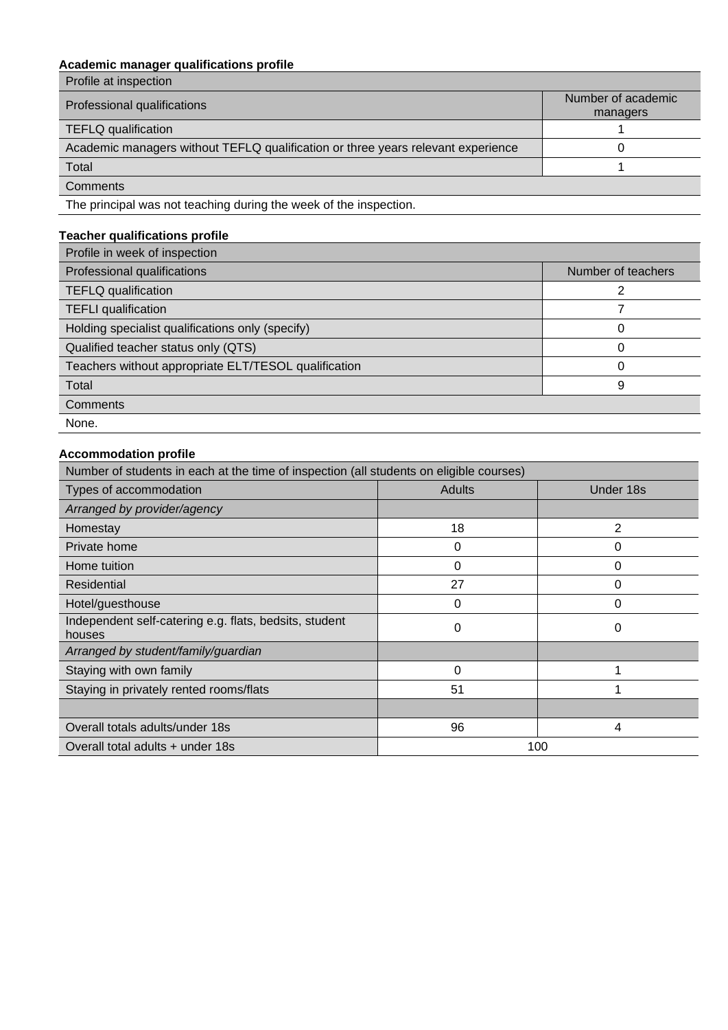**Academic manager qualifications profile**

| Profile at inspection | |
|---|---|
| Professional qualifications | Number of academic managers |
| TEFLQ qualification | 1 |
| Academic managers without TEFLQ qualification or three years relevant experience | 0 |
| Total | 1 |
| Comments | |
| The principal was not teaching during the week of the inspection. | |

**Teacher qualifications profile**

| Profile in week of inspection | |
|---|---|
| Professional qualifications | Number of teachers |
| TEFLQ qualification | 2 |
| TEFLI qualification | 7 |
| Holding specialist qualifications only (specify) | 0 |
| Qualified teacher status only (QTS) | 0 |
| Teachers without appropriate ELT/TESOL qualification | 0 |
| Total | 9 |
| Comments | |
| None. | |

**Accommodation profile**

| Number of students in each at the time of inspection (all students on eligible courses) | | |
|---|---|---|
| Types of accommodation | Adults | Under 18s |
| *Arranged by provider/agency* | | |
| Homestay | 18 | 2 |
| Private home | 0 | 0 |
| Home tuition | 0 | 0 |
| Residential | 27 | 0 |
| Hotel/guesthouse | 0 | 0 |
| Independent self-catering e.g. flats, bedsits, student houses | 0 | 0 |
| *Arranged by student/family/guardian* | | |
| Staying with own family | 0 | 1 |
| Staying in privately rented rooms/flats | 51 | 1 |
| | | |
| Overall totals adults/under 18s | 96 | 4 |
| Overall total adults + under 18s | 100 | |